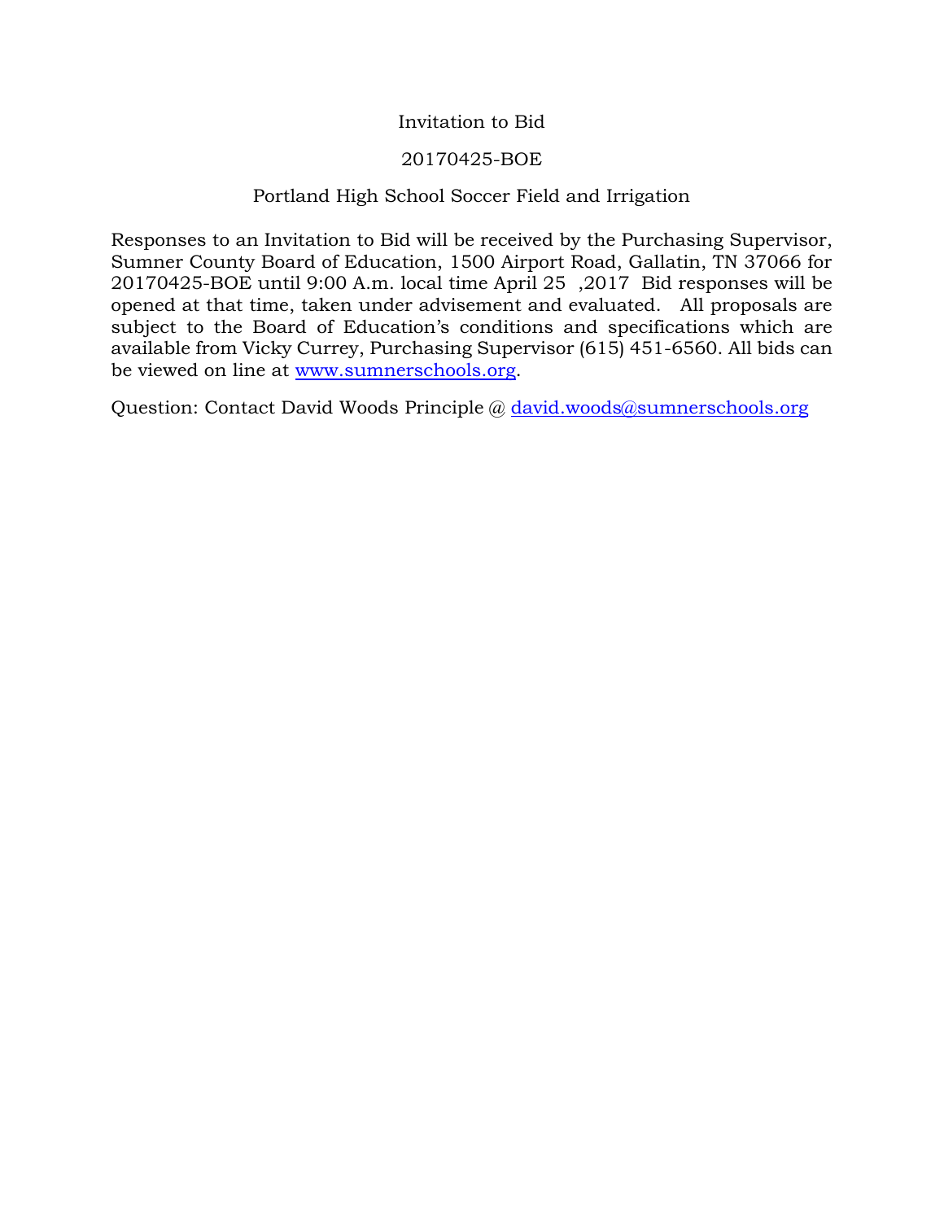# Invitation to Bid

## 20170425-BOE

## Portland High School Soccer Field and Irrigation

Responses to an Invitation to Bid will be received by the Purchasing Supervisor, Sumner County Board of Education, 1500 Airport Road, Gallatin, TN 37066 for 20170425-BOE until 9:00 A.m. local time April 25 ,2017 Bid responses will be opened at that time, taken under advisement and evaluated. All proposals are subject to the Board of Education's conditions and specifications which are available from Vicky Currey, Purchasing Supervisor (615) 451-6560. All bids can be viewed on line at www.sumnerschools.org.

Question: Contact David Woods Principle @ david.woods@sumnerschools.org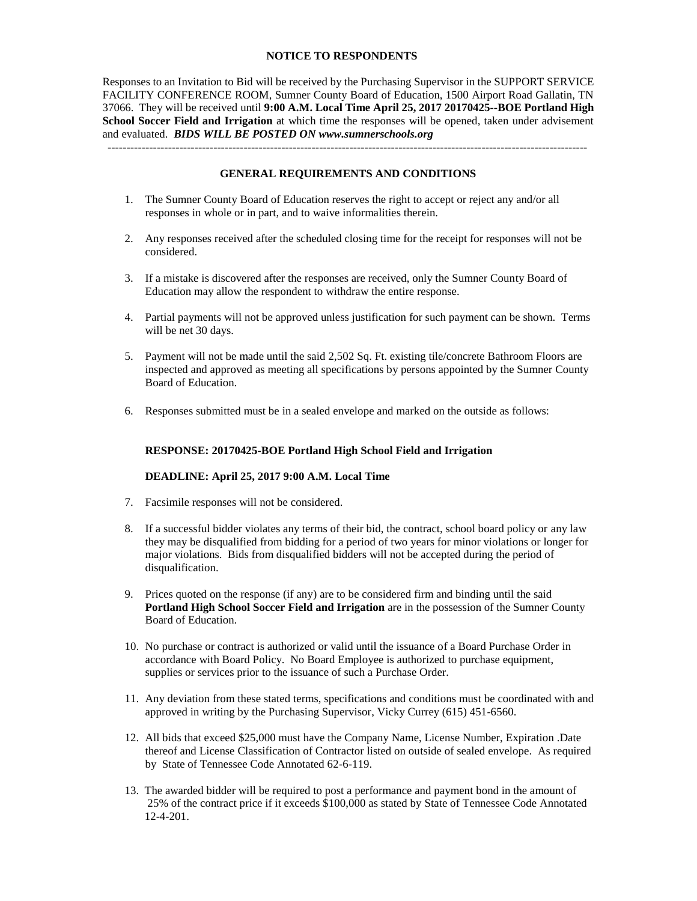**NOTICE TO RESPONDENTS**

Responses to an Invitation to Bid will be received by the Purchasing Supervisor in the SUPPORT SERVICE FACILITY CONFERENCE ROOM, Sumner County Board of Education, 1500 Airport Road Gallatin, TN 37066. They will be received until **9:00 A.M. Local Time April 25, 2017 20170425--BOE Portland High School Soccer Field and Irrigation** at which time the responses will be opened, taken under advisement and evaluated. ***BIDS WILL BE POSTED ON www.sumnerschools.org***

---

**GENERAL REQUIREMENTS AND CONDITIONS**

1. The Sumner County Board of Education reserves the right to accept or reject any and/or all responses in whole or in part, and to waive informalities therein.

2. Any responses received after the scheduled closing time for the receipt for responses will not be considered.

3. If a mistake is discovered after the responses are received, only the Sumner County Board of Education may allow the respondent to withdraw the entire response.

4. Partial payments will not be approved unless justification for such payment can be shown. Terms will be net 30 days.

5. Payment will not be made until the said 2,502 Sq. Ft. existing tile/concrete Bathroom Floors are inspected and approved as meeting all specifications by persons appointed by the Sumner County Board of Education.

6. Responses submitted must be in a sealed envelope and marked on the outside as follows:

   **RESPONSE: 20170425-BOE Portland High School Field and Irrigation**

   **DEADLINE: April 25, 2017 9:00 A.M. Local Time**

7. Facsimile responses will not be considered.

8. If a successful bidder violates any terms of their bid, the contract, school board policy or any law they may be disqualified from bidding for a period of two years for minor violations or longer for major violations. Bids from disqualified bidders will not be accepted during the period of disqualification.

9. Prices quoted on the response (if any) are to be considered firm and binding until the said **Portland High School Soccer Field and Irrigation** are in the possession of the Sumner County Board of Education.

10. No purchase or contract is authorized or valid until the issuance of a Board Purchase Order in accordance with Board Policy. No Board Employee is authorized to purchase equipment, supplies or services prior to the issuance of such a Purchase Order.

11. Any deviation from these stated terms, specifications and conditions must be coordinated with and approved in writing by the Purchasing Supervisor, Vicky Currey (615) 451-6560.

12. All bids that exceed $25,000 must have the Company Name, License Number, Expiration .Date thereof and License Classification of Contractor listed on outside of sealed envelope. As required by State of Tennessee Code Annotated 62-6-119.

13. The awarded bidder will be required to post a performance and payment bond in the amount of 25% of the contract price if it exceeds $100,000 as stated by State of Tennessee Code Annotated 12-4-201.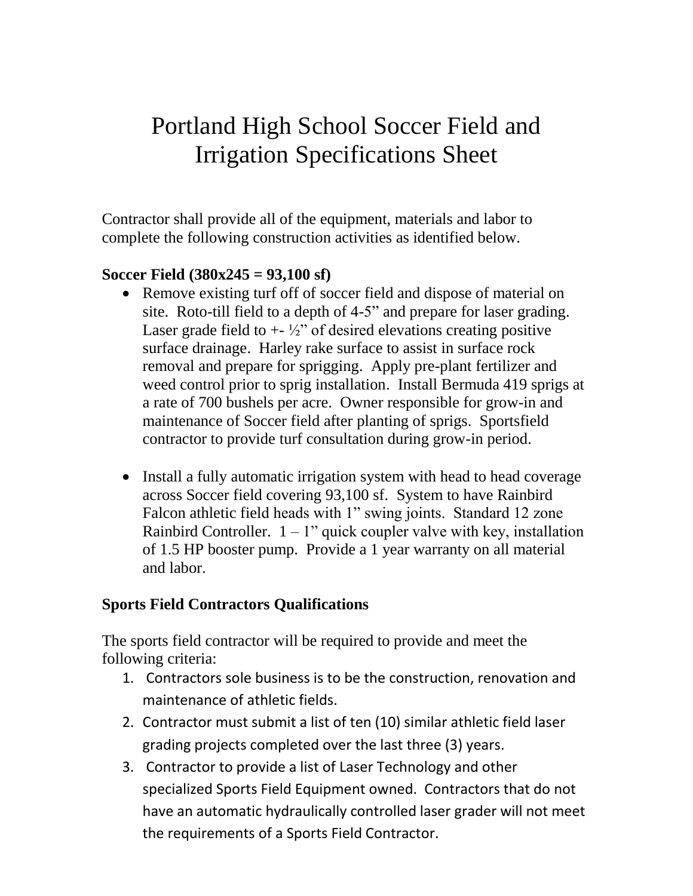# Portland High School Soccer Field and Irrigation Specifications Sheet

Contractor shall provide all of the equipment, materials and labor to complete the following construction activities as identified below.

**Soccer Field (380x245 = 93,100 sf)**

- Remove existing turf off of soccer field and dispose of material on site. Roto-till field to a depth of 4-5" and prepare for laser grading. Laser grade field to +- ½" of desired elevations creating positive surface drainage. Harley rake surface to assist in surface rock removal and prepare for sprigging. Apply pre-plant fertilizer and weed control prior to sprig installation. Install Bermuda 419 sprigs at a rate of 700 bushels per acre. Owner responsible for grow-in and maintenance of Soccer field after planting of sprigs. Sportsfield contractor to provide turf consultation during grow-in period.

- Install a fully automatic irrigation system with head to head coverage across Soccer field covering 93,100 sf. System to have Rainbird Falcon athletic field heads with 1" swing joints. Standard 12 zone Rainbird Controller. 1 – 1" quick coupler valve with key, installation of 1.5 HP booster pump. Provide a 1 year warranty on all material and labor.

**Sports Field Contractors Qualifications**

The sports field contractor will be required to provide and meet the following criteria:

1. Contractors sole business is to be the construction, renovation and maintenance of athletic fields.
2. Contractor must submit a list of ten (10) similar athletic field laser grading projects completed over the last three (3) years.
3. Contractor to provide a list of Laser Technology and other specialized Sports Field Equipment owned. Contractors that do not have an automatic hydraulically controlled laser grader will not meet the requirements of a Sports Field Contractor.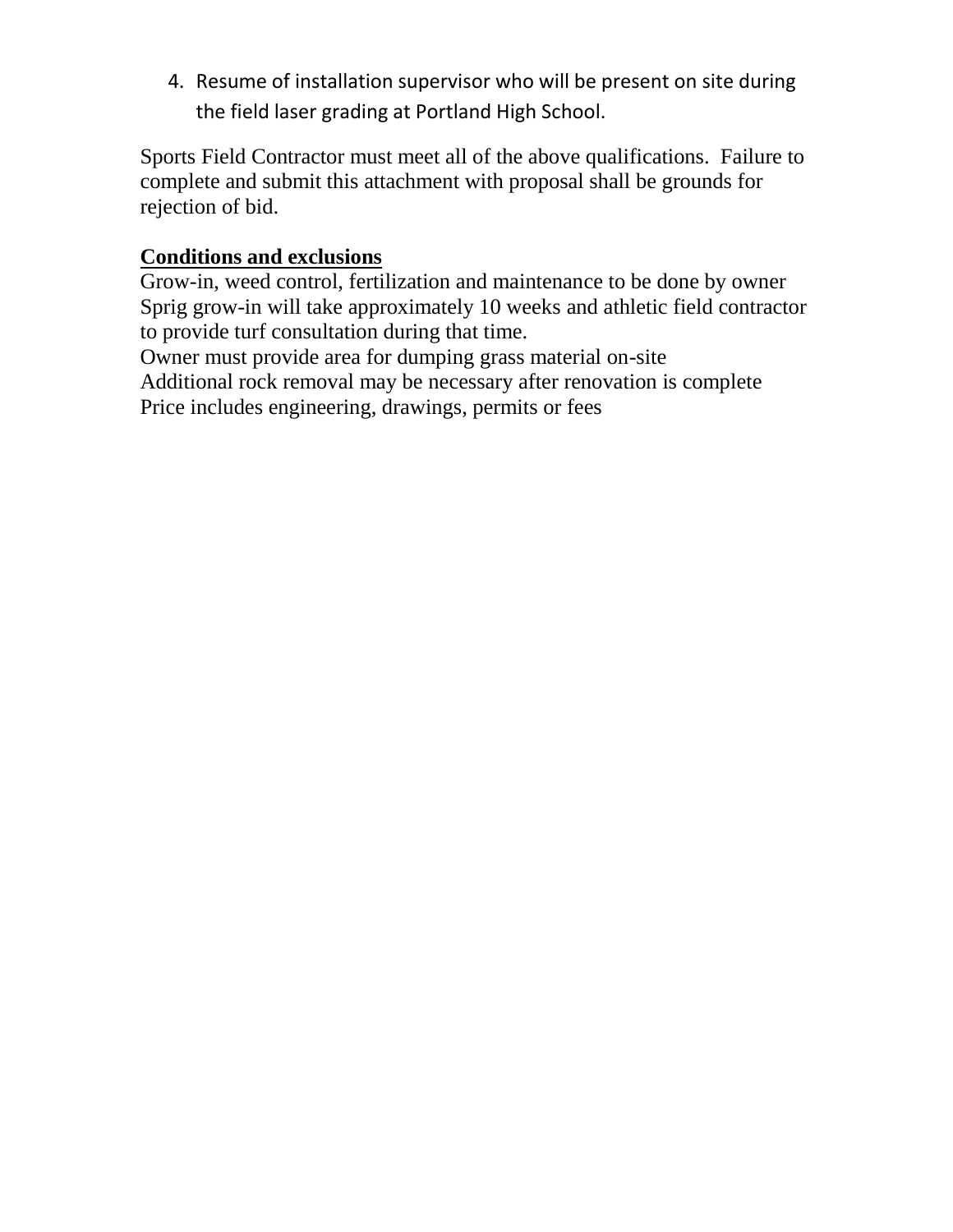4. Resume of installation supervisor who will be present on site during the field laser grading at Portland High School.

Sports Field Contractor must meet all of the above qualifications. Failure to complete and submit this attachment with proposal shall be grounds for rejection of bid.

<u>**Conditions and exclusions**</u>

Grow-in, weed control, fertilization and maintenance to be done by owner
Sprig grow-in will take approximately 10 weeks and athletic field contractor to provide turf consultation during that time.
Owner must provide area for dumping grass material on-site
Additional rock removal may be necessary after renovation is complete
Price includes engineering, drawings, permits or fees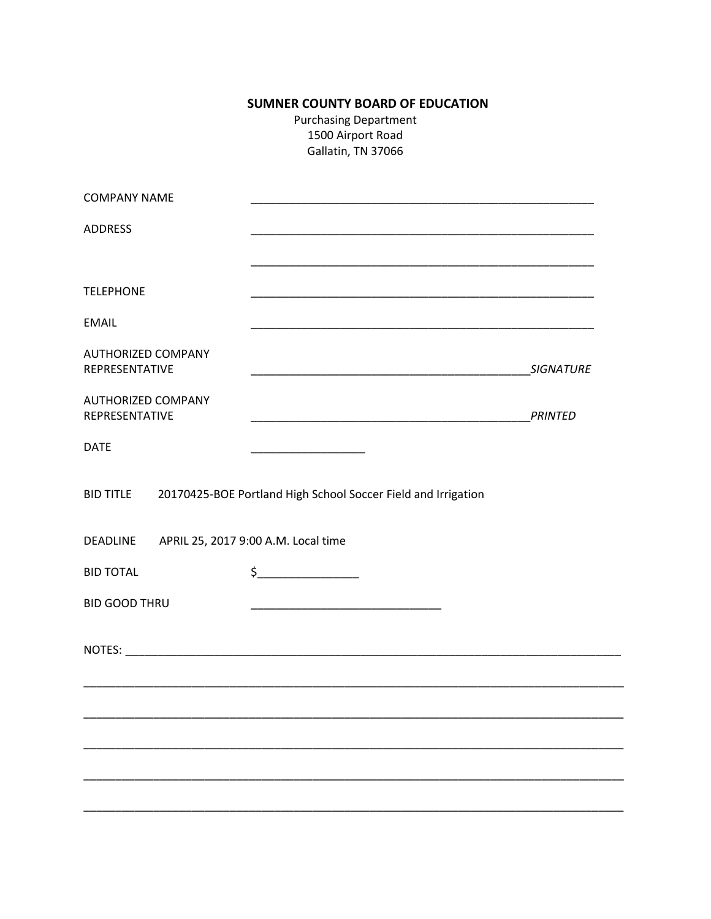**SUMNER COUNTY BOARD OF EDUCATION**

Purchasing Department
1500 Airport Road
Gallatin, TN 37066

COMPANY NAME _______________________________________________________

ADDRESS _______________________________________________________

_______________________________________________________

TELEPHONE _______________________________________________________

EMAIL _______________________________________________________

AUTHORIZED COMPANY REPRESENTATIVE ____________________________________________*SIGNATURE*

AUTHORIZED COMPANY REPRESENTATIVE ____________________________________________*PRINTED*

DATE _________________

BID TITLE 20170425-BOE Portland High School Soccer Field and Irrigation

DEADLINE APRIL 25, 2017 9:00 A.M. Local time

BID TOTAL $_______________

BID GOOD THRU _____________________________

NOTES: ____________________________________________________________________________

____________________________________________________________________________________

____________________________________________________________________________________

____________________________________________________________________________________

____________________________________________________________________________________

____________________________________________________________________________________